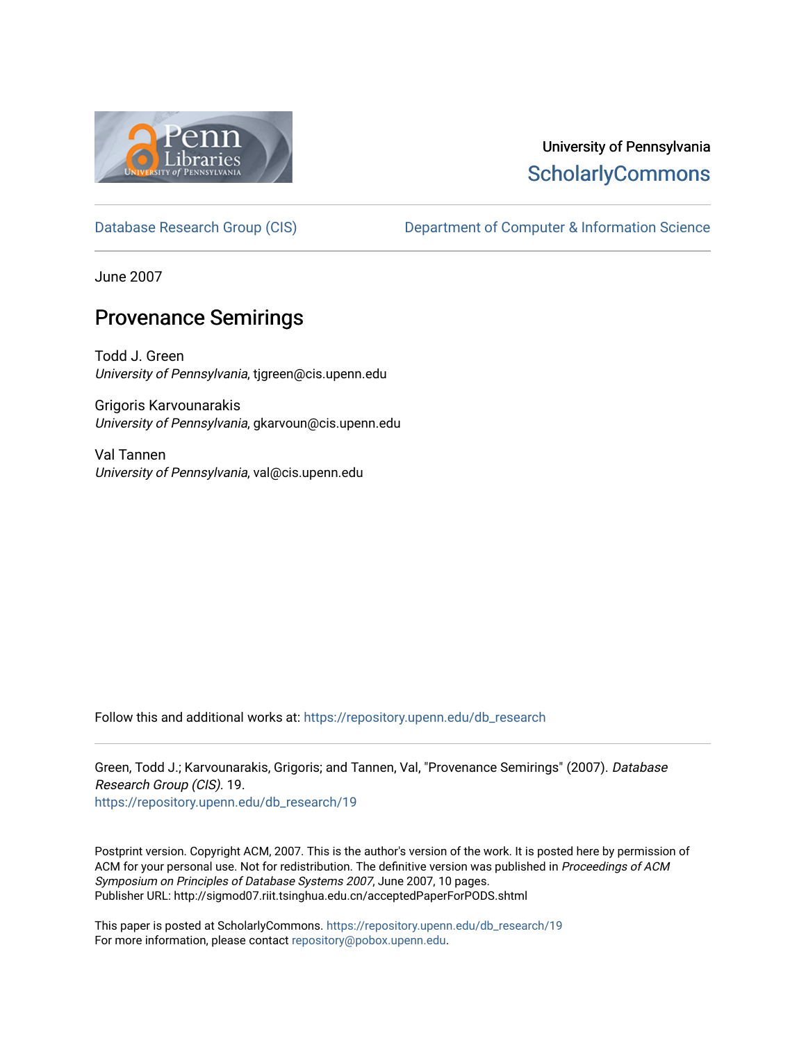University of Pennsylvania

ScholarlyCommons

Database Research Group (CIS)

Department of Computer & Information Science

June 2007

# Provenance Semirings

Todd J. Green
*University of Pennsylvania*, tjgreen@cis.upenn.edu

Grigoris Karvounarakis
*University of Pennsylvania*, gkarvoun@cis.upenn.edu

Val Tannen
*University of Pennsylvania*, val@cis.upenn.edu

Follow this and additional works at: https://repository.upenn.edu/db_research

Green, Todd J.; Karvounarakis, Grigoris; and Tannen, Val, "Provenance Semirings" (2007). *Database Research Group (CIS)*. 19.
https://repository.upenn.edu/db_research/19

Postprint version. Copyright ACM, 2007. This is the author's version of the work. It is posted here by permission of ACM for your personal use. Not for redistribution. The definitive version was published in *Proceedings of ACM Symposium on Principles of Database Systems 2007*, June 2007, 10 pages.
Publisher URL: http://sigmod07.riit.tsinghua.edu.cn/acceptedPaperForPODS.shtml

This paper is posted at ScholarlyCommons. https://repository.upenn.edu/db_research/19
For more information, please contact repository@pobox.upenn.edu.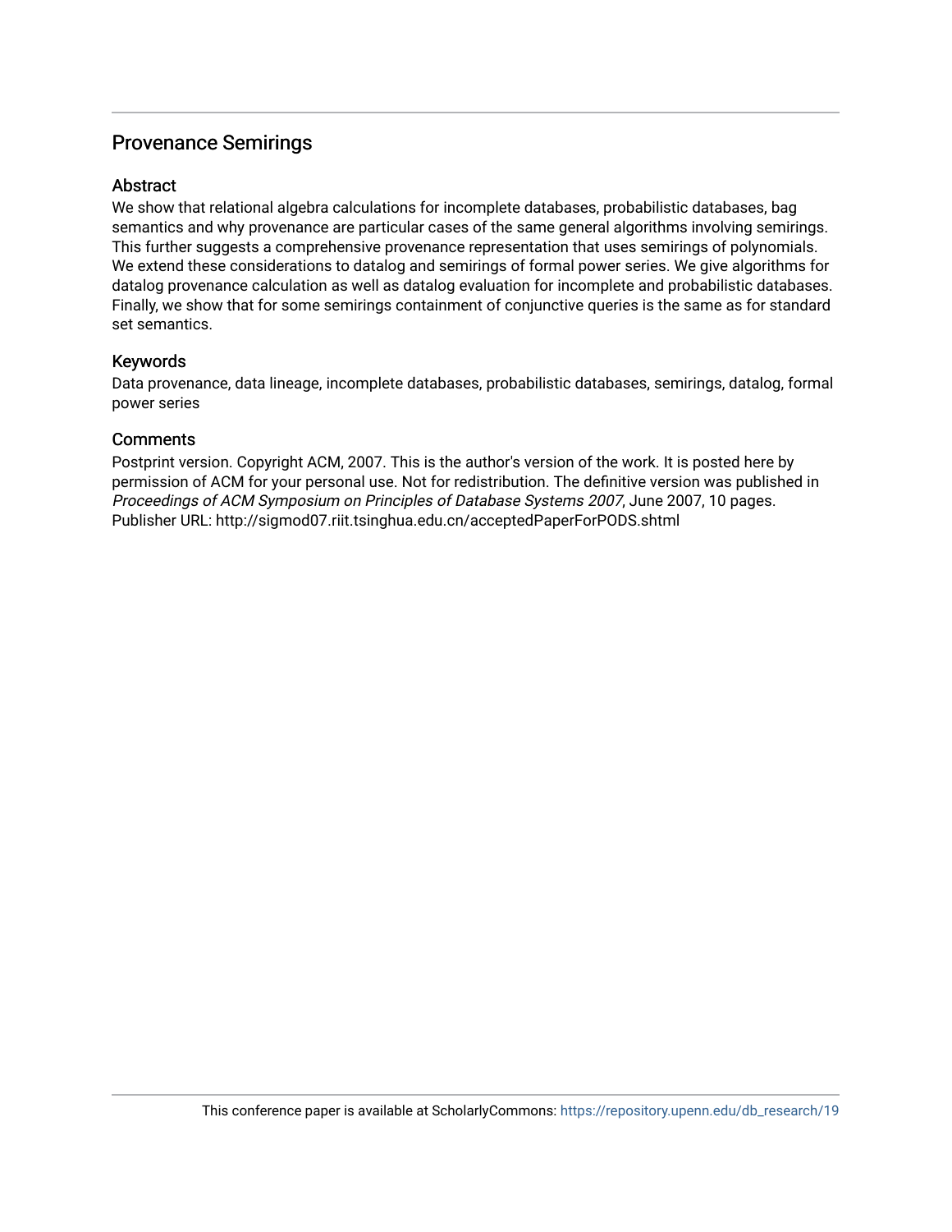# Provenance Semirings

## Abstract

We show that relational algebra calculations for incomplete databases, probabilistic databases, bag semantics and why provenance are particular cases of the same general algorithms involving semirings. This further suggests a comprehensive provenance representation that uses semirings of polynomials. We extend these considerations to datalog and semirings of formal power series. We give algorithms for datalog provenance calculation as well as datalog evaluation for incomplete and probabilistic databases. Finally, we show that for some semirings containment of conjunctive queries is the same as for standard set semantics.

## Keywords

Data provenance, data lineage, incomplete databases, probabilistic databases, semirings, datalog, formal power series

## Comments

Postprint version. Copyright ACM, 2007. This is the author's version of the work. It is posted here by permission of ACM for your personal use. Not for redistribution. The definitive version was published in *Proceedings of ACM Symposium on Principles of Database Systems 2007*, June 2007, 10 pages.
Publisher URL: http://sigmod07.riit.tsinghua.edu.cn/acceptedPaperForPODS.shtml

This conference paper is available at ScholarlyCommons: https://repository.upenn.edu/db_research/19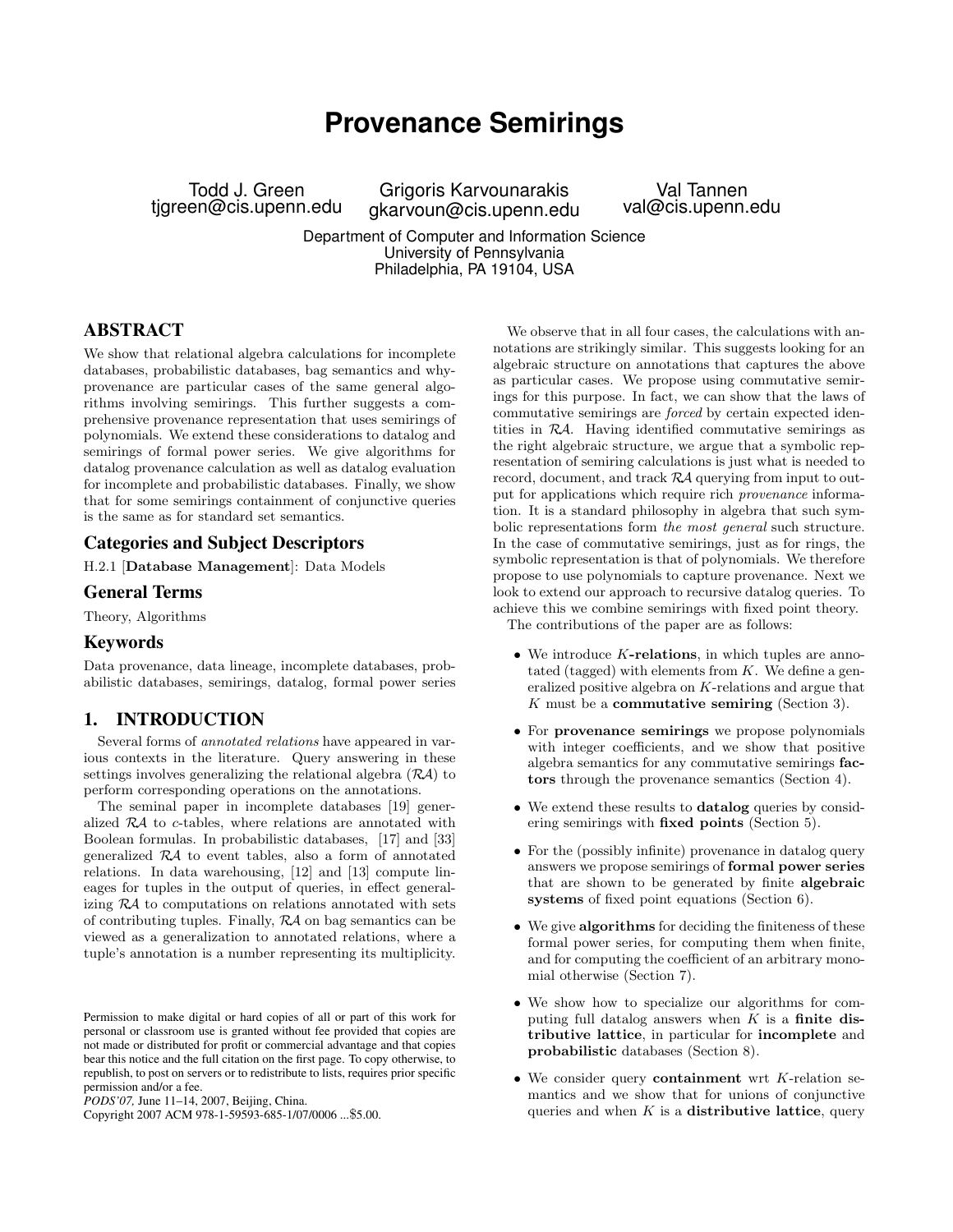# Provenance Semirings

Todd J. Green
tjgreen@cis.upenn.edu

Grigoris Karvounarakis
gkarvoun@cis.upenn.edu

Val Tannen
val@cis.upenn.edu

Department of Computer and Information Science
University of Pennsylvania
Philadelphia, PA 19104, USA

## ABSTRACT

We show that relational algebra calculations for incomplete databases, probabilistic databases, bag semantics and why-provenance are particular cases of the same general algorithms involving semirings. This further suggests a comprehensive provenance representation that uses semirings of polynomials. We extend these considerations to datalog and semirings of formal power series. We give algorithms for datalog provenance calculation as well as datalog evaluation for incomplete and probabilistic databases. Finally, we show that for some semirings containment of conjunctive queries is the same as for standard set semantics.

## Categories and Subject Descriptors

H.2.1 [**Database Management**]: Data Models

## General Terms

Theory, Algorithms

## Keywords

Data provenance, data lineage, incomplete databases, probabilistic databases, semirings, datalog, formal power series

## 1. INTRODUCTION

Several forms of *annotated relations* have appeared in various contexts in the literature. Query answering in these settings involves generalizing the relational algebra ($\mathcal{RA}$) to perform corresponding operations on the annotations.

The seminal paper in incomplete databases [19] generalized $\mathcal{RA}$ to *c*-tables, where relations are annotated with Boolean formulas. In probabilistic databases, [17] and [33] generalized $\mathcal{RA}$ to event tables, also a form of annotated relations. In data warehousing, [12] and [13] compute lineages for tuples in the output of queries, in effect generalizing $\mathcal{RA}$ to computations on relations annotated with sets of contributing tuples. Finally, $\mathcal{RA}$ on bag semantics can be viewed as a generalization to annotated relations, where a tuple's annotation is a number representing its multiplicity.

Permission to make digital or hard copies of all or part of this work for personal or classroom use is granted without fee provided that copies are not made or distributed for profit or commercial advantage and that copies bear this notice and the full citation on the first page. To copy otherwise, to republish, to post on servers or to redistribute to lists, requires prior specific permission and/or a fee.
*PODS'07,* June 11–14, 2007, Beijing, China.
Copyright 2007 ACM 978-1-59593-685-1/07/0006 ...$5.00.

We observe that in all four cases, the calculations with annotations are strikingly similar. This suggests looking for an algebraic structure on annotations that captures the above as particular cases. We propose using commutative semirings for this purpose. In fact, we can show that the laws of commutative semirings are *forced* by certain expected identities in $\mathcal{RA}$. Having identified commutative semirings as the right algebraic structure, we argue that a symbolic representation of semiring calculations is just what is needed to record, document, and track $\mathcal{RA}$ querying from input to output for applications which require rich *provenance* information. It is a standard philosophy in algebra that such symbolic representations form *the most general* such structure. In the case of commutative semirings, just as for rings, the symbolic representation is that of polynomials. We therefore propose to use polynomials to capture provenance. Next we look to extend our approach to recursive datalog queries. To achieve this we combine semirings with fixed point theory.

The contributions of the paper are as follows:

- We introduce $K$**-relations**, in which tuples are annotated (tagged) with elements from $K$. We define a generalized positive algebra on $K$-relations and argue that $K$ must be a **commutative semiring** (Section 3).
- For **provenance semirings** we propose polynomials with integer coefficients, and we show that positive algebra semantics for any commutative semirings **factors** through the provenance semantics (Section 4).
- We extend these results to **datalog** queries by considering semirings with **fixed points** (Section 5).
- For the (possibly infinite) provenance in datalog query answers we propose semirings of **formal power series** that are shown to be generated by finite **algebraic systems** of fixed point equations (Section 6).
- We give **algorithms** for deciding the finiteness of these formal power series, for computing them when finite, and for computing the coefficient of an arbitrary monomial otherwise (Section 7).
- We show how to specialize our algorithms for computing full datalog answers when $K$ is a **finite distributive lattice**, in particular for **incomplete** and **probabilistic** databases (Section 8).
- We consider query **containment** wrt $K$-relation semantics and we show that for unions of conjunctive queries and when $K$ is a **distributive lattice**, query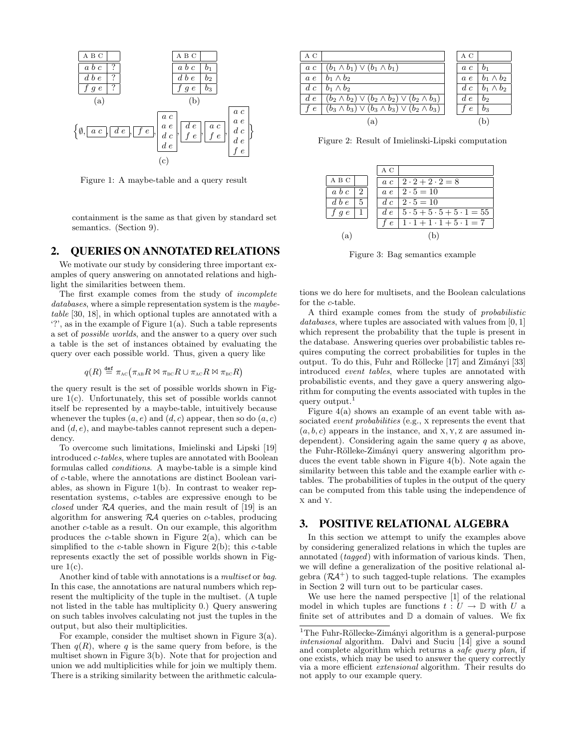| A B C | |
|---|---|
| $a\ b\ c$ | ? |
| $d\ b\ e$ | ? |
| $f\ g\ e$ | ? |

(a)

| A B C | |
|---|---|
| $a\ b\ c$ | $b_1$ |
| $d\ b\ e$ | $b_2$ |
| $f\ g\ e$ | $b_3$ |

(b)

$$\left\{\emptyset, \boxed{a\ c}, \boxed{d\ e}, \boxed{f\ e}, \begin{array}{|c|}\hline a\ c \\ a\ e \\ d\ c \\ d\ e \\ \hline\end{array}, \begin{array}{|c|}\hline d\ e \\ f\ e \\ \hline\end{array}, \begin{array}{|c|}\hline a\ c \\ f\ e \\ \hline\end{array}, \begin{array}{|c|}\hline a\ c \\ a\ e \\ d\ c \\ d\ e \\ f\ e \\ \hline\end{array}\right\}$$

(c)

Figure 1: A maybe-table and a query result

containment is the same as that given by standard set semantics. (Section 9).

## 2. QUERIES ON ANNOTATED RELATIONS

We motivate our study by considering three important examples of query answering on annotated relations and highlight the similarities between them.

The first example comes from the study of *incomplete databases*, where a simple representation system is the *maybe-table* [30, 18], in which optional tuples are annotated with a '?', as in the example of Figure 1(a). Such a table represents a set of *possible worlds*, and the answer to a query over such a table is the set of instances obtained by evaluating the query over each possible world. Thus, given a query like

$$q(R) \stackrel{\text{def}}{=} \pi_{\text{AC}}\big(\pi_{\text{AB}}R \bowtie \pi_{\text{BC}}R \cup \pi_{\text{AC}}R \bowtie \pi_{\text{BC}}R\big)$$

the query result is the set of possible worlds shown in Figure 1(c). Unfortunately, this set of possible worlds cannot itself be represented by a maybe-table, intuitively because whenever the tuples $(a, e)$ and $(d, c)$ appear, then so do $(a, c)$ and $(d, e)$, and maybe-tables cannot represent such a dependency.

To overcome such limitations, Imielinski and Lipski [19] introduced *c-tables*, where tuples are annotated with Boolean formulas called *conditions*. A maybe-table is a simple kind of *c*-table, where the annotations are distinct Boolean variables, as shown in Figure 1(b). In contrast to weaker representation systems, *c*-tables are expressive enough to be *closed* under $\mathcal{RA}$ queries, and the main result of [19] is an algorithm for answering $\mathcal{RA}$ queries on *c*-tables, producing another *c*-table as a result. On our example, this algorithm produces the *c*-table shown in Figure 2(a), which can be simplified to the *c*-table shown in Figure 2(b); this *c*-table represents exactly the set of possible worlds shown in Figure 1(c).

Another kind of table with annotations is a *multiset* or *bag*. In this case, the annotations are natural numbers which represent the multiplicity of the tuple in the multiset. (A tuple not listed in the table has multiplicity 0.) Query answering on such tables involves calculating not just the tuples in the output, but also their multiplicities.

For example, consider the multiset shown in Figure 3(a). Then $q(R)$, where $q$ is the same query from before, is the multiset shown in Figure 3(b). Note that for projection and union we add multiplicities while for join we multiply them. There is a striking similarity between the arithmetic calculations we do here for multisets, and the Boolean calculations for the *c*-table.

| A C | |
|---|---|
| $a\ c$ | $(b_1 \wedge b_1) \vee (b_1 \wedge b_1)$ |
| $a\ e$ | $b_1 \wedge b_2$ |
| $d\ c$ | $b_1 \wedge b_2$ |
| $d\ e$ | $(b_2 \wedge b_2) \vee (b_2 \wedge b_2) \vee (b_2 \wedge b_3)$ |
| $f\ e$ | $(b_3 \wedge b_3) \vee (b_3 \wedge b_3) \vee (b_2 \wedge b_3)$ |

(a)

| A C | |
|---|---|
| $a\ c$ | $b_1$ |
| $a\ e$ | $b_1 \wedge b_2$ |
| $d\ c$ | $b_1 \wedge b_2$ |
| $d\ e$ | $b_2$ |
| $f\ e$ | $b_3$ |

(b)

Figure 2: Result of Imielinski-Lipski computation

| A B C | |
|---|---|
| $a\ b\ c$ | 2 |
| $d\ b\ e$ | 5 |
| $f\ g\ e$ | 1 |

(a)

| A C | |
|---|---|
| $a\ c$ | $2 \cdot 2 + 2 \cdot 2 = 8$ |
| $a\ e$ | $2 \cdot 5 = 10$ |
| $d\ c$ | $2 \cdot 5 = 10$ |
| $d\ e$ | $5 \cdot 5 + 5 \cdot 5 + 5 \cdot 1 = 55$ |
| $f\ e$ | $1 \cdot 1 + 1 \cdot 1 + 5 \cdot 1 = 7$ |

(b)

Figure 3: Bag semantics example

A third example comes from the study of *probabilistic databases*, where tuples are associated with values from $[0, 1]$ which represent the probability that the tuple is present in the database. Answering queries over probabilistic tables requires computing the correct probabilities for tuples in the output. To do this, Fuhr and Röllecke [17] and Zimányi [33] introduced *event tables*, where tuples are annotated with probabilistic events, and they gave a query answering algorithm for computing the events associated with tuples in the query output.[1]

Figure 4(a) shows an example of an event table with associated *event probabilities* (e.g., X represents the event that $(a, b, c)$ appears in the instance, and X, Y, Z are assumed independent). Considering again the same query $q$ as above, the Fuhr-Rölleke-Zimányi query answering algorithm produces the event table shown in Figure 4(b). Note again the similarity between this table and the example earlier with *c*-tables. The probabilities of tuples in the output of the query can be computed from this table using the independence of X and Y.

## 3. POSITIVE RELATIONAL ALGEBRA

In this section we attempt to unify the examples above by considering generalized relations in which the tuples are annotated (*tagged*) with information of various kinds. Then, we will define a generalization of the positive relational algebra ($\mathcal{RA}^+$) to such tagged-tuple relations. The examples in Section 2 will turn out to be particular cases.

We use here the named perspective [1] of the relational model in which tuples are functions $t : U \to \mathbb{D}$ with $U$ a finite set of attributes and $\mathbb{D}$ a domain of values. We fix

[1] The Fuhr-Röllecke-Zimányi algorithm is a general-purpose *intensional* algorithm. Dalvi and Suciu [14] give a sound and complete algorithm which returns a *safe query plan*, if one exists, which may be used to answer the query correctly via a more efficient *extensional* algorithm. Their results do not apply to our example query.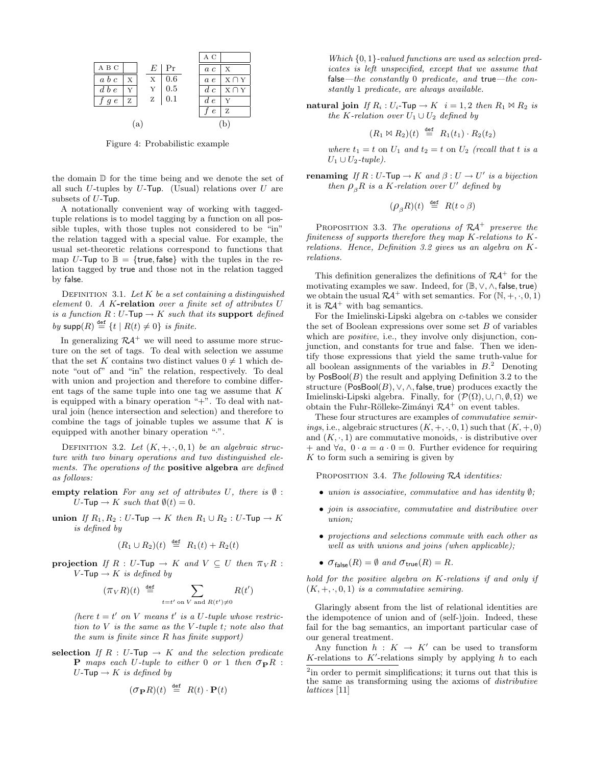| A | B | C | |
|---|---|---|---|
| $a$ | $b$ | $c$ | X |
| $d$ | $b$ | $e$ | Y |
| $f$ | $g$ | $e$ | Z |

| $E$ | Pr |
|---|---|
| X | 0.6 |
| Y | 0.5 |
| Z | 0.1 |

(a)

| A | C | |
|---|---|---|
| $a$ | $c$ | X |
| $a$ | $e$ | X ∩ Y |
| $d$ | $c$ | X ∩ Y |
| $d$ | $e$ | Y |
| $f$ | $e$ | Z |

(b)

Figure 4: Probabilistic example

the domain $\mathbb{D}$ for the time being and we denote the set of all such $U$-tuples by $U$-Tup. (Usual) relations over $U$ are subsets of $U$-Tup.

A notationally convenient way of working with tagged-tuple relations is to model tagging by a function on all possible tuples, with those tuples not considered to be "in" the relation tagged with a special value. For example, the usual set-theoretic relations correspond to functions that map $U$-Tup to $\mathbb{B} = \{\mathsf{true}, \mathsf{false}\}$ with the tuples in the relation tagged by true and those not in the relation tagged by false.

Definition 3.1. *Let $K$ be a set containing a distinguished element 0. A* **$K$-relation** *over a finite set of attributes $U$ is a function $R : U\text{-Tup} \to K$ such that its* **support** *defined by $\mathsf{supp}(R) \stackrel{\mathsf{def}}{=} \{t \mid R(t) \neq 0\}$ is finite.*

In generalizing $\mathcal{RA}^+$ we will need to assume more structure on the set of tags. To deal with selection we assume that the set $K$ contains two distinct values $0 \neq 1$ which denote "out of" and "in" the relation, respectively. To deal with union and projection and therefore to combine different tags of the same tuple into one tag we assume that $K$ is equipped with a binary operation "+". To deal with natural join (hence intersection and selection) and therefore to combine the tags of joinable tuples we assume that $K$ is equipped with another binary operation "·".

Definition 3.2. *Let $(K, +, \cdot, 0, 1)$ be an algebraic structure with two binary operations and two distinguished elements. The operations of the* **positive algebra** *are defined as follows:*

**empty relation** *For any set of attributes $U$, there is $\emptyset : U\text{-Tup} \to K$ such that $\emptyset(t) = 0$.*

**union** *If $R_1, R_2 : U\text{-Tup} \to K$ then $R_1 \cup R_2 : U\text{-Tup} \to K$ is defined by*

$$(R_1 \cup R_2)(t) \stackrel{\mathsf{def}}{=} R_1(t) + R_2(t)$$

**projection** *If $R : U\text{-Tup} \to K$ and $V \subseteq U$ then $\pi_V R : V\text{-Tup} \to K$ is defined by*

$$(\pi_V R)(t) \stackrel{\mathsf{def}}{=} \sum_{t=t' \text{ on } V \text{ and } R(t') \neq 0} R(t')$$

*(here $t = t'$ on $V$ means $t'$ is a $U$-tuple whose restriction to $V$ is the same as the $V$-tuple $t$; note also that the sum is finite since $R$ has finite support)*

**selection** *If $R : U\text{-Tup} \to K$ and the selection predicate $\mathbf{P}$ maps each $U$-tuple to either 0 or 1 then $\sigma_{\mathbf{P}} R : U\text{-Tup} \to K$ is defined by*

$$(\sigma_{\mathbf{P}} R)(t) \stackrel{\mathsf{def}}{=} R(t) \cdot \mathbf{P}(t)$$

*Which $\{0, 1\}$-valued functions are used as selection predicates is left unspecified, except that we assume that* false*—the constantly 0 predicate, and* true*—the constantly 1 predicate, are always available.*

**natural join** *If $R_i : U_i\text{-Tup} \to K \quad i = 1, 2$ then $R_1 \bowtie R_2$ is the $K$-relation over $U_1 \cup U_2$ defined by*

$$(R_1 \bowtie R_2)(t) \stackrel{\mathsf{def}}{=} R_1(t_1) \cdot R_2(t_2)$$

*where $t_1 = t$ on $U_1$ and $t_2 = t$ on $U_2$ (recall that $t$ is a $U_1 \cup U_2$-tuple).*

**renaming** *If $R : U\text{-Tup} \to K$ and $\beta : U \to U'$ is a bijection then $\rho_\beta R$ is a $K$-relation over $U'$ defined by*

$$(\rho_\beta R)(t) \stackrel{\mathsf{def}}{=} R(t \circ \beta)$$

Proposition 3.3. *The operations of $\mathcal{RA}^+$ preserve the finiteness of supports therefore they map $K$-relations to $K$-relations. Hence, Definition 3.2 gives us an algebra on $K$-relations.*

This definition generalizes the definitions of $\mathcal{RA}^+$ for the motivating examples we saw. Indeed, for $(\mathbb{B}, \vee, \wedge, \mathsf{false}, \mathsf{true})$ we obtain the usual $\mathcal{RA}^+$ with set semantics. For $(\mathbb{N}, +, \cdot, 0, 1)$ it is $\mathcal{RA}^+$ with bag semantics.

For the Imielinski-Lipski algebra on $c$-tables we consider the set of Boolean expressions over some set $B$ of variables which are *positive*, i.e., they involve only disjunction, conjunction, and constants for true and false. Then we identify those expressions that yield the same truth-value for all boolean assignments of the variables in $B$.[2] Denoting by $\mathsf{PosBool}(B)$ the result and applying Definition 3.2 to the structure $(\mathsf{PosBool}(B), \vee, \wedge, \mathsf{false}, \mathsf{true})$ produces exactly the Imielinski-Lipski algebra. Finally, for $(\mathcal{P}(\Omega), \cup, \cap, \emptyset, \Omega)$ we obtain the Fuhr-Rölleke-Zimányi $\mathcal{RA}^+$ on event tables.

These four structures are examples of *commutative semirings*, i.e., algebraic structures $(K, +, \cdot, 0, 1)$ such that $(K, +, 0)$ and $(K, \cdot, 1)$ are commutative monoids, $\cdot$ is distributive over $+$ and $\forall a,\ 0 \cdot a = a \cdot 0 = 0$. Further evidence for requiring $K$ to form such a semiring is given by

Proposition 3.4. *The following $\mathcal{RA}$ identities:*

- *union is associative, commutative and has identity $\emptyset$;*
- *join is associative, commutative and distributive over union;*
- *projections and selections commute with each other as well as with unions and joins (when applicable);*
- *$\sigma_{\mathsf{false}}(R) = \emptyset$ and $\sigma_{\mathsf{true}}(R) = R$.*

*hold for the positive algebra on $K$-relations if and only if $(K, +, \cdot, 0, 1)$ is a commutative semiring.*

Glaringly absent from the list of relational identities are the idempotence of union and of (self-)join. Indeed, these fail for the bag semantics, an important particular case of our general treatment.

Any function $h : K \to K'$ can be used to transform $K$-relations to $K'$-relations simply by applying $h$ to each

[2] in order to permit simplifications; it turns out that this is the same as transforming using the axioms of *distributive lattices* [11]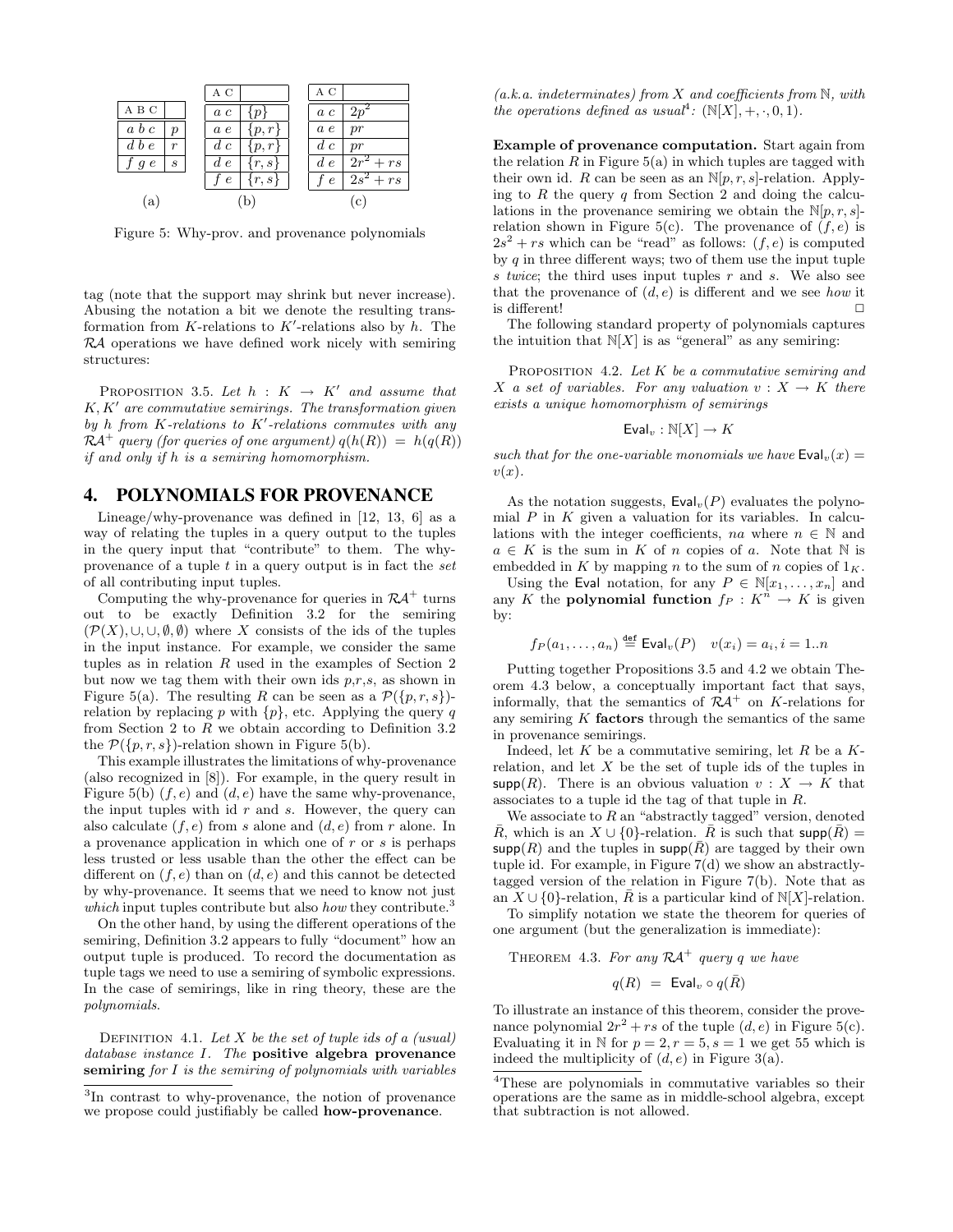| A | B | C | |
|---|---|---|---|
| a | b | c | p |
| d | b | e | r |
| f | g | e | s |

(a)

| A | C | |
|---|---|---|
| a | c | $\{p\}$ |
| a | e | $\{p, r\}$ |
| d | c | $\{p, r\}$ |
| d | e | $\{r, s\}$ |
| f | e | $\{r, s\}$ |

(b)

| A | C | |
|---|---|---|
| a | c | $2p^2$ |
| a | e | $pr$ |
| d | c | $pr$ |
| d | e | $2r^2 + rs$ |
| f | e | $2s^2 + rs$ |

(c)

Figure 5: Why-prov. and provenance polynomials

tag (note that the support may shrink but never increase). Abusing the notation a bit we denote the resulting transformation from $K$-relations to $K'$-relations also by $h$. The $\mathcal{RA}$ operations we have defined work nicely with semiring structures:

Proposition 3.5. *Let $h : K \to K'$ and assume that $K, K'$ are commutative semirings. The transformation given by $h$ from $K$-relations to $K'$-relations commutes with any $\mathcal{RA}^+$ query (for queries of one argument) $q(h(R)) = h(q(R))$ if and only if $h$ is a semiring homomorphism.*

# 4. POLYNOMIALS FOR PROVENANCE

Lineage/why-provenance was defined in [12, 13, 6] as a way of relating the tuples in a query output to the tuples in the query input that "contribute" to them. The why-provenance of a tuple $t$ in a query output is in fact the *set* of all contributing input tuples.

Computing the why-provenance for queries in $\mathcal{RA}^+$ turns out to be exactly Definition 3.2 for the semiring $(\mathcal{P}(X), \cup, \cup, \emptyset, \emptyset)$ where $X$ consists of the ids of the tuples in the input instance. For example, we consider the same tuples as in relation $R$ used in the examples of Section 2 but now we tag them with their own ids $p$,$r$,$s$, as shown in Figure 5(a). The resulting $R$ can be seen as a $\mathcal{P}(\{p, r, s\})$-relation by replacing $p$ with $\{p\}$, etc. Applying the query $q$ from Section 2 to $R$ we obtain according to Definition 3.2 the $\mathcal{P}(\{p, r, s\})$-relation shown in Figure 5(b).

This example illustrates the limitations of why-provenance (also recognized in [8]). For example, in the query result in Figure 5(b) $(f, e)$ and $(d, e)$ have the same why-provenance, the input tuples with id $r$ and $s$. However, the query can also calculate $(f, e)$ from $s$ alone and $(d, e)$ from $r$ alone. In a provenance application in which one of $r$ or $s$ is perhaps less trusted or less usable than the other the effect can be different on $(f, e)$ than on $(d, e)$ and this cannot be detected by why-provenance. It seems that we need to know not just *which* input tuples contribute but also *how* they contribute.[3]

On the other hand, by using the different operations of the semiring, Definition 3.2 appears to fully "document" how an output tuple is produced. To record the documentation as tuple tags we need to use a semiring of symbolic expressions. In the case of semirings, like in ring theory, these are the *polynomials*.

Definition 4.1. *Let $X$ be the set of tuple ids of a (usual) database instance $I$. The* **positive algebra provenance semiring** *for $I$ is the semiring of polynomials with variables (a.k.a. indeterminates) from $X$ and coefficients from $\mathbb{N}$, with the operations defined as usual*[4]*: $(\mathbb{N}[X], +, \cdot, 0, 1)$.*

[3] In contrast to why-provenance, the notion of provenance we propose could justifiably be called **how-provenance**.

**Example of provenance computation.** Start again from the relation $R$ in Figure 5(a) in which tuples are tagged with their own id. $R$ can be seen as an $\mathbb{N}[p, r, s]$-relation. Applying to $R$ the query $q$ from Section 2 and doing the calculations in the provenance semiring we obtain the $\mathbb{N}[p, r, s]$-relation shown in Figure 5(c). The provenance of $(f, e)$ is $2s^2 + rs$ which can be "read" as follows: $(f, e)$ is computed by $q$ in three different ways; two of them use the input tuple $s$ *twice*; the third uses input tuples $r$ and $s$. We also see that the provenance of $(d, e)$ is different and we see *how* it is different! □

The following standard property of polynomials captures the intuition that $\mathbb{N}[X]$ is as "general" as any semiring:

Proposition 4.2. *Let $K$ be a commutative semiring and $X$ a set of variables. For any valuation $v : X \to K$ there exists a unique homomorphism of semirings*

$$\mathsf{Eval}_v : \mathbb{N}[X] \to K$$

*such that for the one-variable monomials we have $\mathsf{Eval}_v(x) = v(x)$.*

As the notation suggests, $\mathsf{Eval}_v(P)$ evaluates the polynomial $P$ in $K$ given a valuation for its variables. In calculations with the integer coefficients, $na$ where $n \in \mathbb{N}$ and $a \in K$ is the sum in $K$ of $n$ copies of $a$. Note that $\mathbb{N}$ is embedded in $K$ by mapping $n$ to the sum of $n$ copies of $1_K$.

Using the $\mathsf{Eval}$ notation, for any $P \in \mathbb{N}[x_1, \ldots, x_n]$ and any $K$ the **polynomial function** $f_P : K^n \to K$ is given by:

$$f_P(a_1, \ldots, a_n) \stackrel{\text{def}}{=} \mathsf{Eval}_v(P) \quad v(x_i) = a_i, i = 1..n$$

Putting together Propositions 3.5 and 4.2 we obtain Theorem 4.3 below, a conceptually important fact that says, informally, that the semantics of $\mathcal{RA}^+$ on $K$-relations for any semiring $K$ **factors** through the semantics of the same in provenance semirings.

Indeed, let $K$ be a commutative semiring, let $R$ be a $K$-relation, and let $X$ be the set of tuple ids of the tuples in $\mathsf{supp}(R)$. There is an obvious valuation $v : X \to K$ that associates to a tuple id the tag of that tuple in $R$.

We associate to $R$ an "abstractly tagged" version, denoted $\bar{R}$, which is an $X \cup \{0\}$-relation. $\bar{R}$ is such that $\mathsf{supp}(\bar{R}) = \mathsf{supp}(R)$ and the tuples in $\mathsf{supp}(\bar{R})$ are tagged by their own tuple id. For example, in Figure 7(d) we show an abstractly-tagged version of the relation in Figure 7(b). Note that as an $X \cup \{0\}$-relation, $\bar{R}$ is a particular kind of $\mathbb{N}[X]$-relation.

To simplify notation we state the theorem for queries of one argument (but the generalization is immediate):

Theorem 4.3. *For any $\mathcal{RA}^+$ query $q$ we have*

$$q(R) \;=\; \mathsf{Eval}_v \circ q(\bar{R})$$

To illustrate an instance of this theorem, consider the provenance polynomial $2r^2 + rs$ of the tuple $(d, e)$ in Figure 5(c). Evaluating it in $\mathbb{N}$ for $p = 2, r = 5, s = 1$ we get 55 which is indeed the multiplicity of $(d, e)$ in Figure 3(a).

[4] These are polynomials in commutative variables so their operations are the same as in middle-school algebra, except that subtraction is not allowed.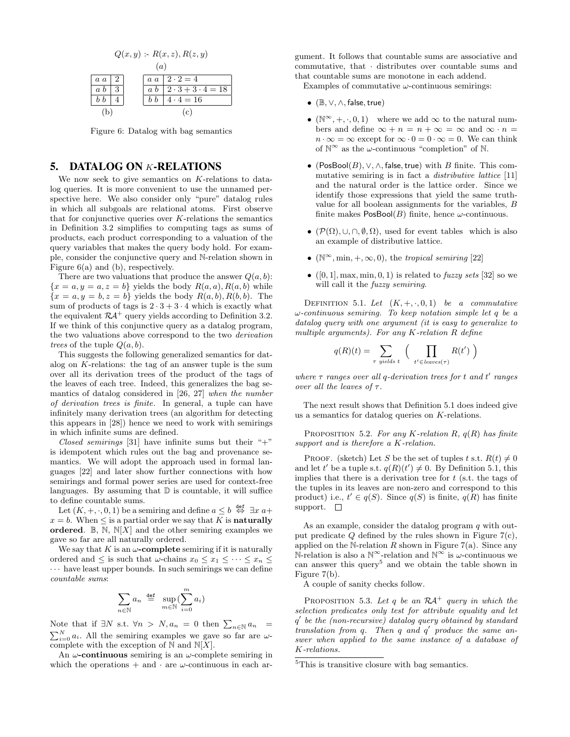$$Q(x, y) \text{ :- } R(x, z), R(z, y)$$

(a)

| | |
|---|---|
| a a | 2 |
| a b | 3 |
| b b | 4 |

(b)

| | |
|---|---|
| a a | $2 \cdot 2 = 4$ |
| a b | $2 \cdot 3 + 3 \cdot 4 = 18$ |
| b b | $4 \cdot 4 = 16$ |

(c)

Figure 6: Datalog with bag semantics

## 5. DATALOG ON $K$-RELATIONS

We now seek to give semantics on $K$-relations to datalog queries. It is more convenient to use the unnamed perspective here. We also consider only "pure" datalog rules in which all subgoals are relational atoms. First observe that for conjunctive queries over $K$-relations the semantics in Definition 3.2 simplifies to computing tags as sums of products, each product corresponding to a valuation of the query variables that makes the query body hold. For example, consider the conjunctive query and $\mathbb{N}$-relation shown in Figure 6(a) and (b), respectively.

There are two valuations that produce the answer $Q(a, b)$: $\{x = a, y = a, z = b\}$ yields the body $R(a, a), R(a, b)$ while $\{x = a, y = b, z = b\}$ yields the body $R(a, b), R(b, b)$. The sum of products of tags is $2 \cdot 3 + 3 \cdot 4$ which is exactly what the equivalent $\mathcal{RA}^+$ query yields according to Definition 3.2. If we think of this conjunctive query as a datalog program, the two valuations above correspond to the two *derivation trees* of the tuple $Q(a, b)$.

This suggests the following generalized semantics for datalog on $K$-relations: the tag of an answer tuple is the sum over all its derivation trees of the product of the tags of the leaves of each tree. Indeed, this generalizes the bag semantics of datalog considered in [26, 27] *when the number of derivation trees is finite*. In general, a tuple can have infinitely many derivation trees (an algorithm for detecting this appears in [28]) hence we need to work with semirings in which infinite sums are defined.

*Closed semirings* [31] have infinite sums but their "+" is idempotent which rules out the bag and provenance semantics. We will adopt the approach used in formal languages [22] and later show further connections with how semirings and formal power series are used for context-free languages. By assuming that $\mathbb{D}$ is countable, it will suffice to define countable sums.

Let $(K, +, \cdot, 0, 1)$ be a semiring and define $a \le b \overset{\mathsf{def}}{\Leftrightarrow} \exists x\ a + x = b$. When $\le$ is a partial order we say that $K$ is **naturally ordered**. $\mathbb{B}$, $\mathbb{N}$, $\mathbb{N}[X]$ and the other semiring examples we gave so far are all naturally ordered.

We say that $K$ is an **$\omega$-complete** semiring if it is naturally ordered and $\le$ is such that $\omega$-chains $x_0 \le x_1 \le \cdots \le x_n \le \cdots$ have least upper bounds. In such semirings we can define *countable sums*:

$$\sum_{n \in \mathbb{N}} a_n \overset{\mathsf{def}}{=} \sup_{m \in \mathbb{N}} \left(\sum_{i=0}^{m} a_i\right)$$

Note that if $\exists N$ s.t. $\forall n > N, a_n = 0$ then $\sum_{n \in \mathbb{N}} a_n = \sum_{i=0}^{N} a_i$. All the semiring examples we gave so far are $\omega$-complete with the exception of $\mathbb{N}$ and $\mathbb{N}[X]$.

An **$\omega$-continuous** semiring is an $\omega$-complete semiring in which the operations $+$ and $\cdot$ are $\omega$-continuous in each argument. It follows that countable sums are associative and commutative, that $\cdot$ distributes over countable sums and that countable sums are monotone in each addend.

Examples of commutative $\omega$-continuous semirings:

- $(\mathbb{B}, \vee, \wedge, \mathsf{false}, \mathsf{true})$
- $(\mathbb{N}^\infty, +, \cdot, 0, 1)$ where we add $\infty$ to the natural numbers and define $\infty + n = n + \infty = \infty$ and $\infty \cdot n = n \cdot \infty = \infty$ except for $\infty \cdot 0 = 0 \cdot \infty = 0$. We can think of $\mathbb{N}^\infty$ as the $\omega$-continuous "completion" of $\mathbb{N}$.
- $(\mathsf{PosBool}(B), \vee, \wedge, \mathsf{false}, \mathsf{true})$ with $B$ finite. This commutative semiring is in fact a *distributive lattice* [11] and the natural order is the lattice order. Since we identify those expressions that yield the same truth-value for all boolean assignments for the variables, $B$ finite makes $\mathsf{PosBool}(B)$ finite, hence $\omega$-continuous.
- $(\mathcal{P}(\Omega), \cup, \cap, \emptyset, \Omega)$, used for event tables which is also an example of distributive lattice.
- $(\mathbb{N}^\infty, \min, +, \infty, 0)$, the *tropical semiring* [22]
- $([0, 1], \max, \min, 0, 1)$ is related to *fuzzy sets* [32] so we will call it the *fuzzy semiring*.

DEFINITION 5.1. *Let $(K, +, \cdot, 0, 1)$ be a commutative $\omega$-continuous semiring. To keep notation simple let $q$ be a datalog query with one argument (it is easy to generalize to multiple arguments). For any $K$-relation $R$ define*

$$q(R)(t) = \sum_{\tau \text{ yields } t} \Big( \prod_{t' \in leaves(\tau)} R(t') \Big)$$

*where $\tau$ ranges over all $q$-derivation trees for $t$ and $t'$ ranges over all the leaves of $\tau$.*

The next result shows that Definition 5.1 does indeed give us a semantics for datalog queries on $K$-relations.

PROPOSITION 5.2. *For any $K$-relation $R$, $q(R)$ has finite support and is therefore a $K$-relation.*

PROOF. (sketch) Let $S$ be the set of tuples $t$ s.t. $R(t) \ne 0$ and let $t'$ be a tuple s.t. $q(R)(t') \ne 0$. By Definition 5.1, this implies that there is a derivation tree for $t$ (s.t. the tags of the tuples in its leaves are non-zero and correspond to this product) i.e., $t' \in q(S)$. Since $q(S)$ is finite, $q(R)$ has finite support. $\square$

As an example, consider the datalog program $q$ with output predicate $Q$ defined by the rules shown in Figure 7(c), applied on the $\mathbb{N}$-relation $R$ shown in Figure 7(a). Since any $\mathbb{N}$-relation is also a $\mathbb{N}^\infty$-relation and $\mathbb{N}^\infty$ is $\omega$-continuous we can answer this query[5] and we obtain the table shown in Figure 7(b).

A couple of sanity checks follow.

PROPOSITION 5.3. *Let $q$ be an $\mathcal{RA}^+$ query in which the selection predicates only test for attribute equality and let $q'$ be the (non-recursive) datalog query obtained by standard translation from $q$. Then $q$ and $q'$ produce the same answer when applied to the same instance of a database of $K$-relations.*

[5] This is transitive closure with bag semantics.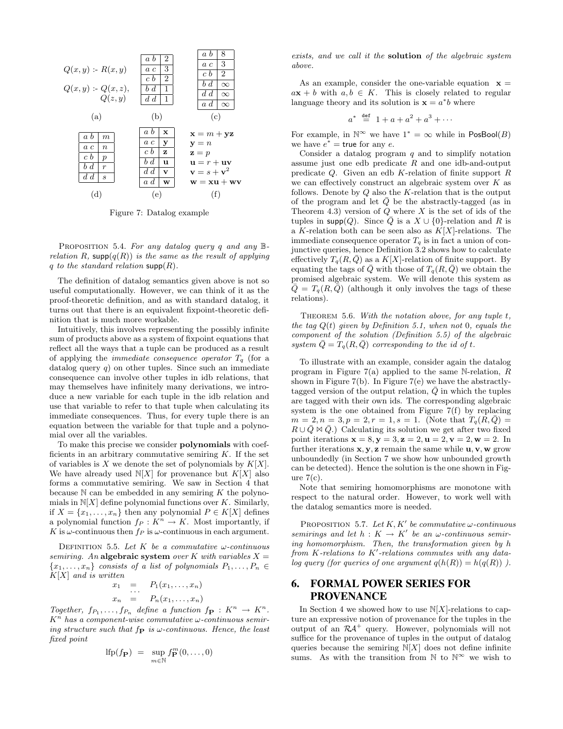$$Q(x,y) \text{ :- } R(x,y)$$

$$Q(x,y) \text{ :- } Q(x,z), Q(z,y)$$

(a)

| | |
|---|---|
| a b | 2 |
| a c | 3 |
| c b | 2 |
| b d | 1 |
| d d | 1 |

(b)

| | |
|---|---|
| a b | 8 |
| a c | 3 |
| c b | 2 |
| b d | $\infty$ |
| d d | $\infty$ |
| a d | $\infty$ |

(c)

| | |
|---|---|
| a b | m |
| a c | n |
| c b | p |
| b d | r |
| d d | s |

(d)

| | |
|---|---|
| a b | **x** |
| a c | **y** |
| c b | **z** |
| b d | **u** |
| d d | **v** |
| a d | **w** |

(e)

$$\mathbf{x} = m + \mathbf{yz}$$
$$\mathbf{y} = n$$
$$\mathbf{z} = p$$
$$\mathbf{u} = r + \mathbf{uv}$$
$$\mathbf{v} = s + \mathbf{v}^2$$
$$\mathbf{w} = \mathbf{xu} + \mathbf{wv}$$

(f)

Figure 7: Datalog example

PROPOSITION 5.4. *For any datalog query $q$ and any $\mathbb{B}$-relation $R$, $\mathsf{supp}(q(R))$ is the same as the result of applying $q$ to the standard relation $\mathsf{supp}(R)$.*

The definition of datalog semantics given above is not so useful computationally. However, we can think of it as the proof-theoretic definition, and as with standard datalog, it turns out that there is an equivalent fixpoint-theoretic definition that is much more workable.

Intuitively, this involves representing the possibly infinite sum of products above as a system of fixpoint equations that reflect all the ways that a tuple can be produced as a result of applying the *immediate consequence operator* $T_q$ (for a datalog query $q$) on other tuples. Since such an immediate consequence can involve other tuples in idb relations, that may themselves have infinitely many derivations, we introduce a new variable for each tuple in the idb relation and use that variable to refer to that tuple when calculating its immediate consequences. Thus, for every tuple there is an equation between the variable for that tuple and a polynomial over all the variables.

To make this precise we consider **polynomials** with coefficients in an arbitrary commutative semiring $K$. If the set of variables is $X$ we denote the set of polynomials by $K[X]$. We have already used $\mathbb{N}[X]$ for provenance but $K[X]$ also forms a commutative semiring. We saw in Section 4 that because $\mathbb{N}$ can be embedded in any semiring $K$ the polynomials in $\mathbb{N}[X]$ define polynomial functions over $K$. Similarly, if $X = \{x_1, \ldots, x_n\}$ then any polynomial $P \in K[X]$ defines a polynomial function $f_P : K^n \to K$. Most importantly, if $K$ is $\omega$-continuous then $f_P$ is $\omega$-continuous in each argument.

DEFINITION 5.5. *Let $K$ be a commutative $\omega$-continuous semiring. An* **algebraic system** *over $K$ with variables $X = \{x_1, \ldots, x_n\}$ consists of a list of polynomials $P_1, \ldots, P_n \in K[X]$ and is written*

$$\begin{aligned} x_1 &= P_1(x_1, \ldots, x_n) \\ &\cdots \\ x_n &= P_n(x_1, \ldots, x_n) \end{aligned}$$

*Together, $f_{P_1}, \ldots, f_{P_n}$ define a function $f_{\mathbf{P}} : K^n \to K^n$. $K^n$ has a component-wise commutative $\omega$-continuous semiring structure such that $f_{\mathbf{P}}$ is $\omega$-continuous. Hence, the least fixed point*

$$\mathrm{lfp}(f_{\mathbf{P}}) = \sup_{m \in \mathbb{N}} f_{\mathbf{P}}^m(0, \ldots, 0)$$

*exists, and we call it the* **solution** *of the algebraic system above.*

As an example, consider the one-variable equation $\mathbf{x} = a\mathbf{x} + b$ with $a, b \in K$. This is closely related to regular language theory and its solution is $\mathbf{x} = a^*b$ where

$$a^* \stackrel{\mathsf{def}}{=} 1 + a + a^2 + a^3 + \cdots$$

For example, in $\mathbb{N}^\infty$ we have $1^* = \infty$ while in $\mathsf{PosBool}(B)$ we have $e^* = \mathsf{true}$ for any $e$.

Consider a datalog program $q$ and to simplify notation assume just one edb predicate $R$ and one idb-and-output predicate $Q$. Given an edb $K$-relation of finite support $R$ we can effectively construct an algebraic system over $K$ as follows. Denote by $Q$ also the $K$-relation that is the output of the program and let $\bar{Q}$ be the abstractly-tagged (as in Theorem 4.3) version of $Q$ where $X$ is the set of ids of the tuples in $\mathsf{supp}(Q)$. Since $\bar{Q}$ is a $X \cup \{0\}$-relation and $R$ is a $K$-relation both can be seen also as $K[X]$-relations. The immediate consequence operator $T_q$ is in fact a union of conjunctive queries, hence Definition 3.2 shows how to calculate effectively $T_q(R, \bar{Q})$ as a $K[X]$-relation of finite support. By equating the tags of $\bar{Q}$ with those of $T_q(R, \bar{Q})$ we obtain the promised algebraic system. We will denote this system as $\bar{Q} = T_q(R, \bar{Q})$ (although it only involves the tags of these relations).

THEOREM 5.6. *With the notation above, for any tuple $t$, the tag $Q(t)$ given by Definition 5.1, when not $0$, equals the component of the solution (Definition 5.5) of the algebraic system $\bar{Q} = T_q(R, \bar{Q})$ corresponding to the id of $t$.*

To illustrate with an example, consider again the datalog program in Figure 7(a) applied to the same $\mathbb{N}$-relation, $R$ shown in Figure 7(b). In Figure 7(e) we have the abstractly-tagged version of the output relation, $\bar{Q}$ in which the tuples are tagged with their own ids. The corresponding algebraic system is the one obtained from Figure 7(f) by replacing $m = 2, n = 3, p = 2, r = 1, s = 1$. (Note that $T_q(R, \bar{Q}) = R \cup \bar{Q} \bowtie \bar{Q}$.) Calculating its solution we get after two fixed point iterations $\mathbf{x} = 8, \mathbf{y} = 3, \mathbf{z} = 2, \mathbf{u} = 2, \mathbf{v} = 2, \mathbf{w} = 2$. In further iterations $\mathbf{x}, \mathbf{y}, \mathbf{z}$ remain the same while $\mathbf{u}, \mathbf{v}, \mathbf{w}$ grow unboundedly (in Section 7 we show how unbounded growth can be detected). Hence the solution is the one shown in Figure 7(c).

Note that semiring homomorphisms are monotone with respect to the natural order. However, to work well with the datalog semantics more is needed.

PROPOSITION 5.7. *Let $K, K'$ be commutative $\omega$-continuous semirings and let $h : K \to K'$ be an $\omega$-continuous semiring homomorphism. Then, the transformation given by $h$ from $K$-relations to $K'$-relations commutes with any datalog query (for queries of one argument $q(h(R)) = h(q(R))$ ).*

## 6. FORMAL POWER SERIES FOR PROVENANCE

In Section 4 we showed how to use $\mathbb{N}[X]$-relations to capture an expressive notion of provenance for the tuples in the output of an $\mathcal{RA}^+$ query. However, polynomials will not suffice for the provenance of tuples in the output of datalog queries because the semiring $\mathbb{N}[X]$ does not define infinite sums. As with the transition from $\mathbb{N}$ to $\mathbb{N}^\infty$ we wish to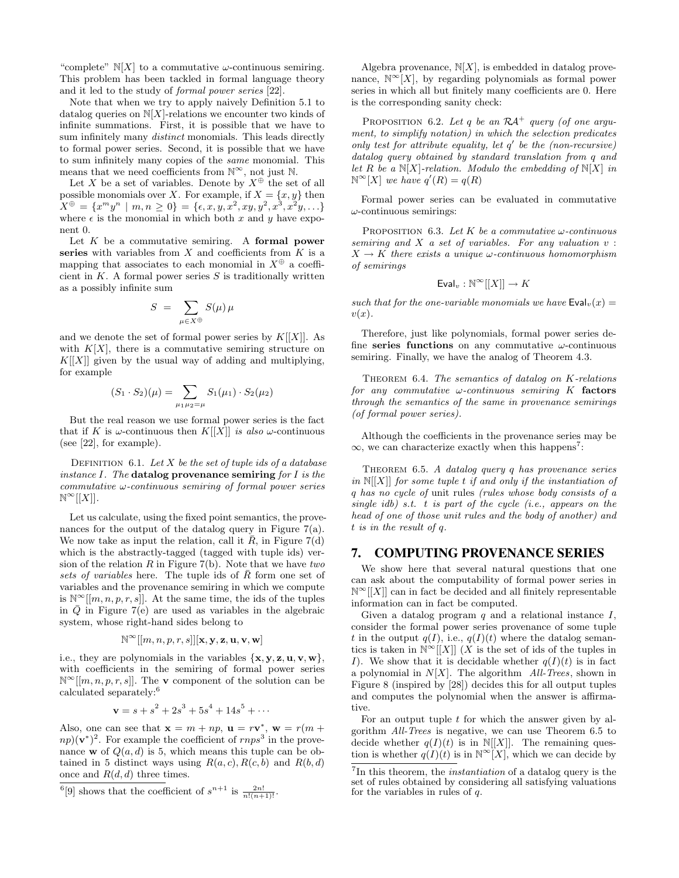"complete" $\mathbb{N}[X]$ to a commutative $\omega$-continuous semiring. This problem has been tackled in formal language theory and it led to the study of *formal power series* [22].

Note that when we try to apply naively Definition 5.1 to datalog queries on $\mathbb{N}[X]$-relations we encounter two kinds of infinite summations. First, it is possible that we have to sum infinitely many *distinct* monomials. This leads directly to formal power series. Second, it is possible that we have to sum infinitely many copies of the *same* monomial. This means that we need coefficients from $\mathbb{N}^\infty$, not just $\mathbb{N}$.

Let $X$ be a set of variables. Denote by $X^\oplus$ the set of all possible monomials over $X$. For example, if $X = \{x, y\}$ then $X^\oplus = \{x^m y^n \mid m, n \geq 0\} = \{\epsilon, x, y, x^2, xy, y^2, x^3, x^2y, \ldots\}$ where $\epsilon$ is the monomial in which both $x$ and $y$ have exponent 0.

Let $K$ be a commutative semiring. A **formal power series** with variables from $X$ and coefficients from $K$ is a mapping that associates to each monomial in $X^\oplus$ a coefficient in $K$. A formal power series $S$ is traditionally written as a possibly infinite sum

$$S \;=\; \sum_{\mu \in X^\oplus} S(\mu)\, \mu$$

and we denote the set of formal power series by $K[[X]]$. As with $K[X]$, there is a commutative semiring structure on $K[[X]]$ given by the usual way of adding and multiplying, for example

$$(S_1 \cdot S_2)(\mu) = \sum_{\mu_1 \mu_2 = \mu} S_1(\mu_1) \cdot S_2(\mu_2)$$

But the real reason we use formal power series is the fact that if $K$ is $\omega$-continuous then $K[[X]]$ *is also* $\omega$-continuous (see [22], for example).

Definition 6.1. *Let $X$ be the set of tuple ids of a database instance $I$. The* **datalog provenance semiring** *for $I$ is the commutative $\omega$-continuous semiring of formal power series $\mathbb{N}^\infty[[X]]$.*

Let us calculate, using the fixed point semantics, the provenances for the output of the datalog query in Figure 7(a). We now take as input the relation, call it $\bar{R}$, in Figure 7(d) which is the abstractly-tagged (tagged with tuple ids) version of the relation $R$ in Figure 7(b). Note that we have *two sets of variables* here. The tuple ids of $\bar{R}$ form one set of variables and the provenance semiring in which we compute is $\mathbb{N}^\infty[[m, n, p, r, s]]$. At the same time, the ids of the tuples in $\bar{Q}$ in Figure 7(e) are used as variables in the algebraic system, whose right-hand sides belong to

$$\mathbb{N}^\infty[[m, n, p, r, s]][\mathbf{x}, \mathbf{y}, \mathbf{z}, \mathbf{u}, \mathbf{v}, \mathbf{w}]$$

i.e., they are polynomials in the variables $\{\mathbf{x}, \mathbf{y}, \mathbf{z}, \mathbf{u}, \mathbf{v}, \mathbf{w}\}$, with coefficients in the semiring of formal power series $\mathbb{N}^\infty[[m, n, p, r, s]]$. The $\mathbf{v}$ component of the solution can be calculated separately:[6]

$$\mathbf{v} = s + s^2 + 2s^3 + 5s^4 + 14s^5 + \cdots$$

Also, one can see that $\mathbf{x} = m + np$, $\mathbf{u} = r\mathbf{v}^*$, $\mathbf{w} = r(m + np)(\mathbf{v}^*)^2$. For example the coefficient of $rnps^3$ in the provenance $\mathbf{w}$ of $Q(a, d)$ is 5, which means this tuple can be obtained in 5 distinct ways using $R(a, c), R(c, b)$ and $R(b, d)$ once and $R(d, d)$ three times.

[6] [9] shows that the coefficient of $s^{n+1}$ is $\frac{2n!}{n!(n+1)!}$.

Algebra provenance, $\mathbb{N}[X]$, is embedded in datalog provenance, $\mathbb{N}^\infty[X]$, by regarding polynomials as formal power series in which all but finitely many coefficients are 0. Here is the corresponding sanity check:

Proposition 6.2. *Let $q$ be an $\mathcal{RA}^+$ query (of one argument, to simplify notation) in which the selection predicates only test for attribute equality, let $q'$ be the (non-recursive) datalog query obtained by standard translation from $q$ and let $R$ be a $\mathbb{N}[X]$-relation. Modulo the embedding of $\mathbb{N}[X]$ in $\mathbb{N}^\infty[X]$ we have $q'(R) = q(R)$*

Formal power series can be evaluated in commutative $\omega$-continuous semirings:

Proposition 6.3. *Let $K$ be a commutative $\omega$-continuous semiring and $X$ a set of variables. For any valuation $v : X \to K$ there exists a unique $\omega$-continuous homomorphism of semirings*

$$\mathsf{Eval}_v : \mathbb{N}^\infty[[X]] \to K$$

*such that for the one-variable monomials we have $\mathsf{Eval}_v(x) = v(x)$.*

Therefore, just like polynomials, formal power series define **series functions** on any commutative $\omega$-continuous semiring. Finally, we have the analog of Theorem 4.3.

Theorem 6.4. *The semantics of datalog on $K$-relations for any commutative $\omega$-continuous semiring $K$* **factors** *through the semantics of the same in provenance semirings (of formal power series).*

Although the coefficients in the provenance series may be $\infty$, we can characterize exactly when this happens[7]:

Theorem 6.5. *A datalog query $q$ has provenance series in $\mathbb{N}[[X]]$ for some tuple $t$ if and only if the instantiation of $q$ has no cycle of* unit rules *(rules whose body consists of a single idb) s.t. $t$ is part of the cycle (i.e., appears on the head of one of those unit rules and the body of another) and $t$ is in the result of $q$.*

## 7. COMPUTING PROVENANCE SERIES

We show here that several natural questions that one can ask about the computability of formal power series in $\mathbb{N}^\infty[[X]]$ can in fact be decided and all finitely representable information can in fact be computed.

Given a datalog program $q$ and a relational instance $I$, consider the formal power series provenance of some tuple $t$ in the output $q(I)$, i.e., $q(I)(t)$ where the datalog semantics is taken in $\mathbb{N}^\infty[[X]]$ ($X$ is the set of ids of the tuples in $I$). We show that it is decidable whether $q(I)(t)$ is in fact a polynomial in $N[X]$. The algorithm *All-Trees*, shown in Figure 8 (inspired by [28]) decides this for all output tuples and computes the polynomial when the answer is affirmative.

For an output tuple $t$ for which the answer given by algorithm *All-Trees* is negative, we can use Theorem 6.5 to decide whether $q(I)(t)$ is in $\mathbb{N}[[X]]$. The remaining question is whether $q(I)(t)$ is in $\mathbb{N}^\infty[X]$, which we can decide by

[7] In this theorem, the *instantiation* of a datalog query is the set of rules obtained by considering all satisfying valuations for the variables in rules of $q$.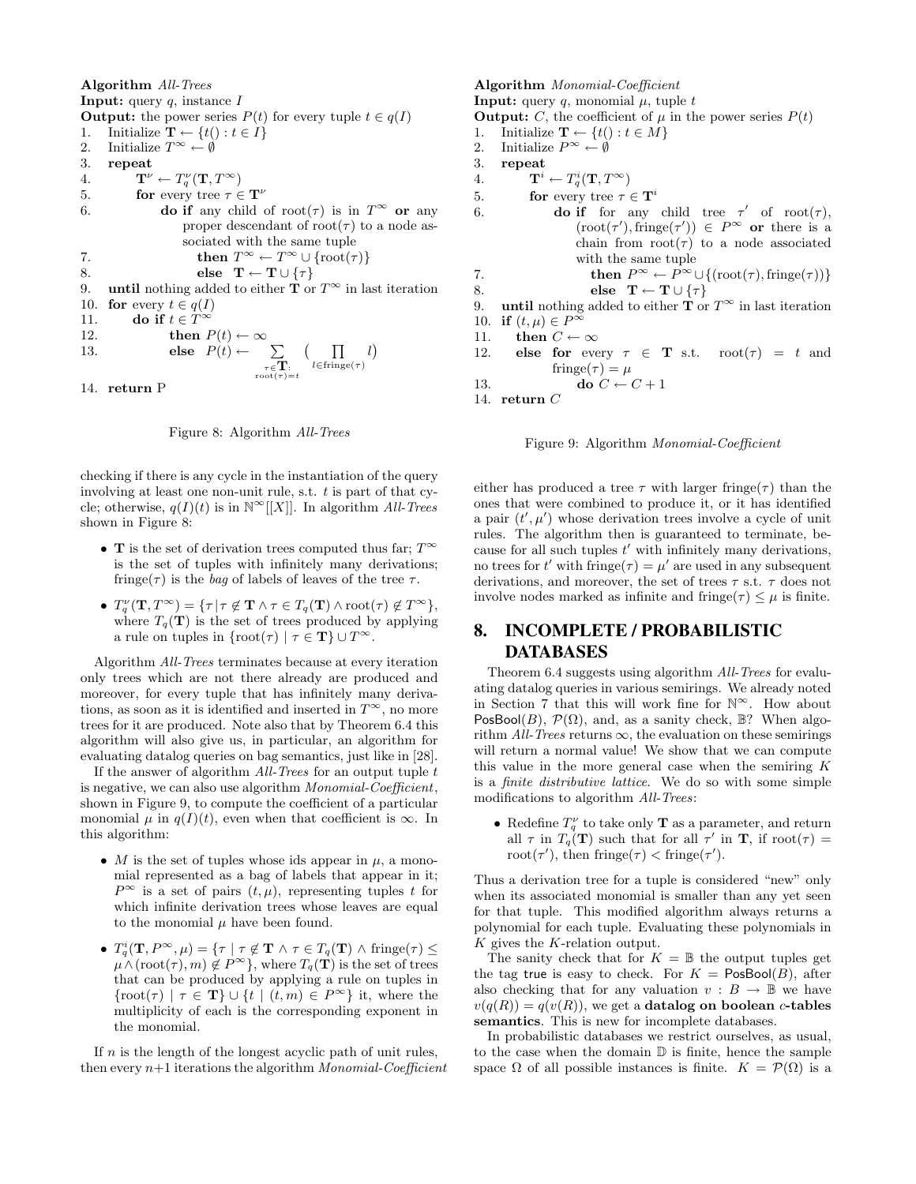**Algorithm** *All-Trees*
**Input:** query $q$, instance $I$
**Output:** the power series $P(t)$ for every tuple $t \in q(I)$

```
1.  Initialize T ← {t() : t ∈ I}
2.  Initialize T^∞ ← ∅
3.  repeat
4.      T^ν ← T_q^ν(T, T^∞)
5.      for every tree τ ∈ T^ν
6.          do if any child of root(τ) is in T^∞ or any
               proper descendant of root(τ) to a node as-
               sociated with the same tuple
7.              then T^∞ ← T^∞ ∪ {root(τ)}
8.              else T ← T ∪ {τ}
9.  until nothing added to either T or T^∞ in last iteration
10. for every t ∈ q(I)
11.     do if t ∈ T^∞
12.         then P(t) ← ∞
13.         else P(t) ← Σ_{τ∈T: root(τ)=t} ( Π_{l∈fringe(τ)} l )
14. return P
```

Figure 8: Algorithm *All-Trees*

**Algorithm** *Monomial-Coefficient*
**Input:** query $q$, monomial $\mu$, tuple $t$
**Output:** $C$, the coefficient of $\mu$ in the power series $P(t)$

```
1.  Initialize T ← {t() : t ∈ M}
2.  Initialize P^∞ ← ∅
3.  repeat
4.      T^i ← T_q^i(T, T^∞)
5.      for every tree τ ∈ T^i
6.          do if for any child tree τ' of root(τ),
               (root(τ'), fringe(τ')) ∈ P^∞ or there is a
               chain from root(τ) to a node associated
               with the same tuple
7.              then P^∞ ← P^∞ ∪ {(root(τ), fringe(τ))}
8.              else T ← T ∪ {τ}
9.  until nothing added to either T or T^∞ in last iteration
10. if (t, μ) ∈ P^∞
11.    then C ← ∞
12.    else for every τ ∈ T s.t. root(τ) = t and
           fringe(τ) = μ
13.          do C ← C + 1
14. return C
```

Figure 9: Algorithm *Monomial-Coefficient*

checking if there is any cycle in the instantiation of the query involving at least one non-unit rule, s.t. $t$ is part of that cycle; otherwise, $q(I)(t)$ is in $\mathbb{N}^\infty[[X]]$. In algorithm *All-Trees* shown in Figure 8:

- $\mathbf{T}$ is the set of derivation trees computed thus far; $T^\infty$ is the set of tuples with infinitely many derivations; fringe($\tau$) is the *bag* of labels of leaves of the tree $\tau$.
- $T^\nu_q(\mathbf{T}, T^\infty) = \{\tau \,|\, \tau \notin \mathbf{T} \wedge \tau \in T_q(\mathbf{T}) \wedge \text{root}(\tau) \notin T^\infty\}$, where $T_q(\mathbf{T})$ is the set of trees produced by applying a rule on tuples in $\{\text{root}(\tau) \mid \tau \in \mathbf{T}\} \cup T^\infty$.

Algorithm *All-Trees* terminates because at every iteration only trees which are not there already are produced and moreover, for every tuple that has infinitely many derivations, as soon as it is identified and inserted in $T^\infty$, no more trees for it are produced. Note also that by Theorem 6.4 this algorithm will also give us, in particular, an algorithm for evaluating datalog queries on bag semantics, just like in [28].

If the answer of algorithm *All-Trees* for an output tuple $t$ is negative, we can also use algorithm *Monomial-Coefficient*, shown in Figure 9, to compute the coefficient of a particular monomial $\mu$ in $q(I)(t)$, even when that coefficient is $\infty$. In this algorithm:

- $M$ is the set of tuples whose ids appear in $\mu$, a monomial represented as a bag of labels that appear in it; $P^\infty$ is a set of pairs $(t, \mu)$, representing tuples $t$ for which infinite derivation trees whose leaves are equal to the monomial $\mu$ have been found.
- $T^i_q(\mathbf{T}, P^\infty, \mu) = \{\tau \mid \tau \notin \mathbf{T} \wedge \tau \in T_q(\mathbf{T}) \wedge \text{fringe}(\tau) \leq \mu \wedge (\text{root}(\tau), m) \notin P^\infty\}$, where $T_q(\mathbf{T})$ is the set of trees that can be produced by applying a rule on tuples in $\{\text{root}(\tau) \mid \tau \in \mathbf{T}\} \cup \{t \mid (t, m) \in P^\infty\}$ it, where the multiplicity of each is the corresponding exponent in the monomial.

If $n$ is the length of the longest acyclic path of unit rules, then every $n+1$ iterations the algorithm *Monomial-Coefficient* either has produced a tree $\tau$ with larger fringe($\tau$) than the ones that were combined to produce it, or it has identified a pair $(t', \mu')$ whose derivation trees involve a cycle of unit rules. The algorithm then is guaranteed to terminate, because for all such tuples $t'$ with infinitely many derivations, no trees for $t'$ with fringe($\tau$) $= \mu'$ are used in any subsequent derivations, and moreover, the set of trees $\tau$ s.t. $\tau$ does not involve nodes marked as infinite and fringe($\tau$) $\leq \mu$ is finite.

## 8. INCOMPLETE / PROBABILISTIC DATABASES

Theorem 6.4 suggests using algorithm *All-Trees* for evaluating datalog queries in various semirings. We already noted in Section 7 that this will work fine for $\mathbb{N}^\infty$. How about $\mathsf{PosBool}(B)$, $\mathcal{P}(\Omega)$, and, as a sanity check, $\mathbb{B}$? When algorithm *All-Trees* returns $\infty$, the evaluation on these semirings will return a normal value! We show that we can compute this value in the more general case when the semiring $K$ is a *finite distributive lattice*. We do so with some simple modifications to algorithm *All-Trees*:

- Redefine $T^\nu_q$ to take only $\mathbf{T}$ as a parameter, and return all $\tau$ in $T_q(\mathbf{T})$ such that for all $\tau'$ in $\mathbf{T}$, if root($\tau$) = root($\tau'$), then fringe($\tau$) < fringe($\tau'$).

Thus a derivation tree for a tuple is considered "new" only when its associated monomial is smaller than any yet seen for that tuple. This modified algorithm always returns a polynomial for each tuple. Evaluating these polynomials in $K$ gives the $K$-relation output.

The sanity check that for $K = \mathbb{B}$ the output tuples get the tag true is easy to check. For $K = \mathsf{PosBool}(B)$, after also checking that for any valuation $v : B \to \mathbb{B}$ we have $v(q(R)) = q(v(R))$, we get a **datalog on boolean $c$-tables semantics**. This is new for incomplete databases.

In probabilistic databases we restrict ourselves, as usual, to the case when the domain $\mathbb{D}$ is finite, hence the sample space $\Omega$ of all possible instances is finite. $K = \mathcal{P}(\Omega)$ is a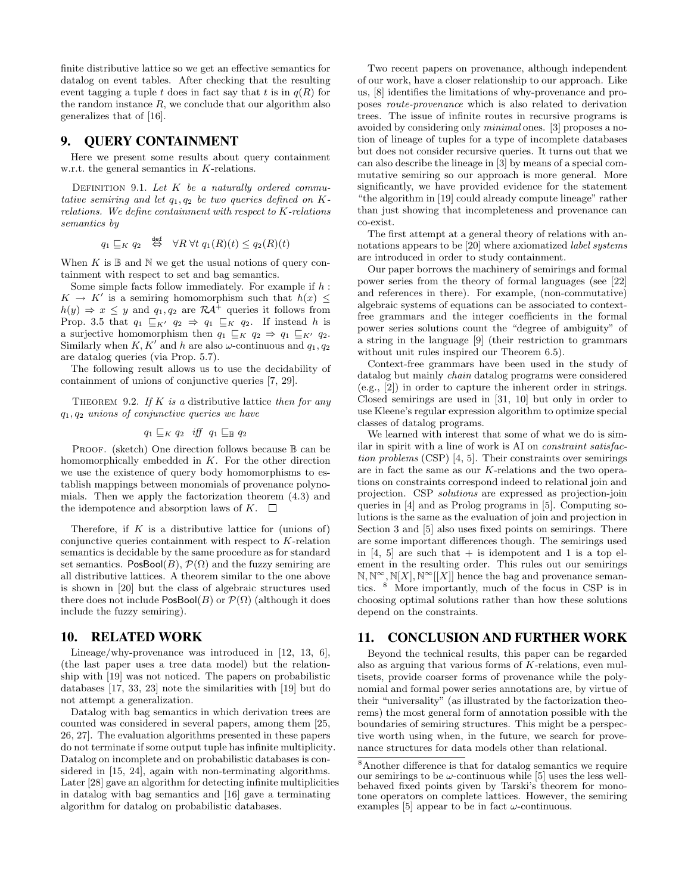finite distributive lattice so we get an effective semantics for datalog on event tables. After checking that the resulting event tagging a tuple $t$ does in fact say that $t$ is in $q(R)$ for the random instance $R$, we conclude that our algorithm also generalizes that of [16].

## 9. QUERY CONTAINMENT

Here we present some results about query containment w.r.t. the general semantics in $K$-relations.

Definition 9.1. *Let $K$ be a naturally ordered commutative semiring and let $q_1, q_2$ be two queries defined on $K$-relations. We define containment with respect to $K$-relations semantics by*

$$q_1 \sqsubseteq_K q_2 \quad \stackrel{\text{def}}{\Leftrightarrow} \quad \forall R\, \forall t\; q_1(R)(t) \leq q_2(R)(t)$$

When $K$ is $\mathbb{B}$ and $\mathbb{N}$ we get the usual notions of query containment with respect to set and bag semantics.

Some simple facts follow immediately. For example if $h : K \to K'$ is a semiring homomorphism such that $h(x) \leq h(y) \Rightarrow x \leq y$ and $q_1, q_2$ are $\mathcal{RA}^+$ queries it follows from Prop. 3.5 that $q_1 \sqsubseteq_{K'} q_2 \Rightarrow q_1 \sqsubseteq_K q_2$. If instead $h$ is a surjective homomorphism then $q_1 \sqsubseteq_K q_2 \Rightarrow q_1 \sqsubseteq_{K'} q_2$. Similarly when $K, K'$ and $h$ are also $\omega$-continuous and $q_1, q_2$ are datalog queries (via Prop. 5.7).

The following result allows us to use the decidability of containment of unions of conjunctive queries [7, 29].

Theorem 9.2. *If $K$ is a* distributive lattice *then for any $q_1, q_2$ unions of conjunctive queries we have*

$$q_1 \sqsubseteq_K q_2 \quad \textit{iff} \quad q_1 \sqsubseteq_{\mathbb{B}} q_2$$

Proof. (sketch) One direction follows because $\mathbb{B}$ can be homomorphically embedded in $K$. For the other direction we use the existence of query body homomorphisms to establish mappings between monomials of provenance polynomials. Then we apply the factorization theorem (4.3) and the idempotence and absorption laws of $K$. □

Therefore, if $K$ is a distributive lattice for (unions of) conjunctive queries containment with respect to $K$-relation semantics is decidable by the same procedure as for standard set semantics. $\mathsf{PosBool}(B)$, $\mathcal{P}(\Omega)$ and the fuzzy semiring are all distributive lattices. A theorem similar to the one above is shown in [20] but the class of algebraic structures used there does not include $\mathsf{PosBool}(B)$ or $\mathcal{P}(\Omega)$ (although it does include the fuzzy semiring).

## 10. RELATED WORK

Lineage/why-provenance was introduced in [12, 13, 6], (the last paper uses a tree data model) but the relationship with [19] was not noticed. The papers on probabilistic databases [17, 33, 23] note the similarities with [19] but do not attempt a generalization.

Datalog with bag semantics in which derivation trees are counted was considered in several papers, among them [25, 26, 27]. The evaluation algorithms presented in these papers do not terminate if some output tuple has infinite multiplicity. Datalog on incomplete and on probabilistic databases is considered in [15, 24], again with non-terminating algorithms. Later [28] gave an algorithm for detecting infinite multiplicities in datalog with bag semantics and [16] gave a terminating algorithm for datalog on probabilistic databases.

Two recent papers on provenance, although independent of our work, have a closer relationship to our approach. Like us, [8] identifies the limitations of why-provenance and proposes *route-provenance* which is also related to derivation trees. The issue of infinite routes in recursive programs is avoided by considering only *minimal* ones. [3] proposes a notion of lineage of tuples for a type of incomplete databases but does not consider recursive queries. It turns out that we can also describe the lineage in [3] by means of a special commutative semiring so our approach is more general. More significantly, we have provided evidence for the statement "the algorithm in [19] could already compute lineage" rather than just showing that incompleteness and provenance can co-exist.

The first attempt at a general theory of relations with annotations appears to be [20] where axiomatized *label systems* are introduced in order to study containment.

Our paper borrows the machinery of semirings and formal power series from the theory of formal languages (see [22] and references in there). For example, (non-commutative) algebraic systems of equations can be associated to context-free grammars and the integer coefficients in the formal power series solutions count the "degree of ambiguity" of a string in the language [9] (their restriction to grammars without unit rules inspired our Theorem 6.5).

Context-free grammars have been used in the study of datalog but mainly *chain* datalog programs were considered (e.g., [2]) in order to capture the inherent order in strings. Closed semirings are used in [31, 10] but only in order to use Kleene's regular expression algorithm to optimize special classes of datalog programs.

We learned with interest that some of what we do is similar in spirit with a line of work is AI on *constraint satisfaction problems* (CSP) [4, 5]. Their constraints over semirings are in fact the same as our $K$-relations and the two operations on constraints correspond indeed to relational join and projection. CSP *solutions* are expressed as projection-join queries in [4] and as Prolog programs in [5]. Computing solutions is the same as the evaluation of join and projection in Section 3 and [5] also uses fixed points on semirings. There are some important differences though. The semirings used in [4, 5] are such that $+$ is idempotent and $1$ is a top element in the resulting order. This rules out our semirings $\mathbb{N}, \mathbb{N}^\infty, \mathbb{N}[X], \mathbb{N}^\infty[[X]]$ hence the bag and provenance semantics. [8] More importantly, much of the focus in CSP is in choosing optimal solutions rather than how these solutions depend on the constraints.

## 11. CONCLUSION AND FURTHER WORK

Beyond the technical results, this paper can be regarded also as arguing that various forms of $K$-relations, even multisets, provide coarser forms of provenance while the polynomial and formal power series annotations are, by virtue of their "universality" (as illustrated by the factorization theorems) the most general form of annotation possible with the boundaries of semiring structures. This might be a perspective worth using when, in the future, we search for provenance structures for data models other than relational.

[8] Another difference is that for datalog semantics we require our semirings to be $\omega$-continuous while [5] uses the less well-behaved fixed points given by Tarski's theorem for monotone operators on complete lattices. However, the semiring examples [5] appear to be in fact $\omega$-continuous.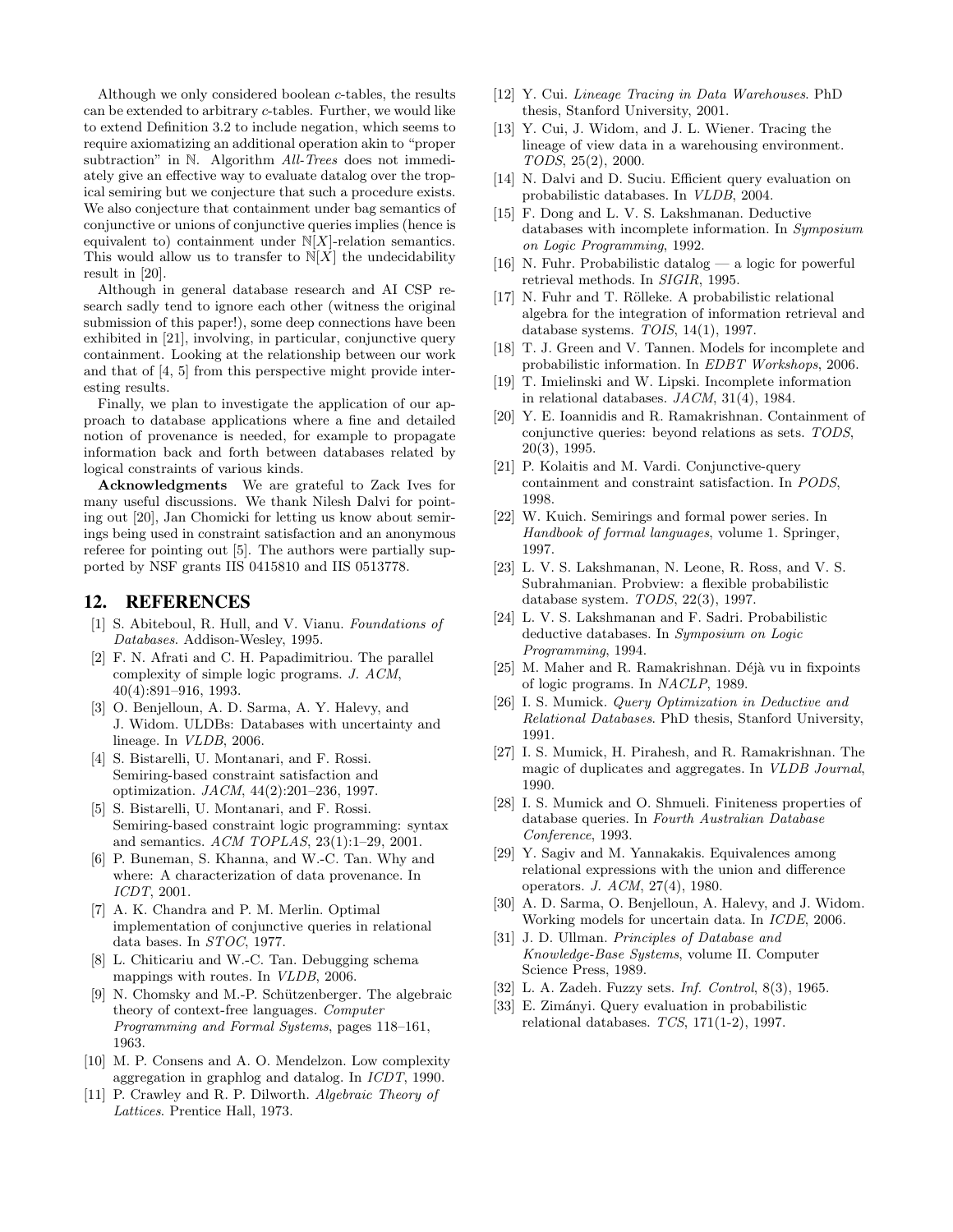Although we only considered boolean $c$-tables, the results can be extended to arbitrary $c$-tables. Further, we would like to extend Definition 3.2 to include negation, which seems to require axiomatizing an additional operation akin to "proper subtraction" in $\mathbb{N}$. Algorithm *All-Trees* does not immediately give an effective way to evaluate datalog over the tropical semiring but we conjecture that such a procedure exists. We also conjecture that containment under bag semantics of conjunctive or unions of conjunctive queries implies (hence is equivalent to) containment under $\mathbb{N}[X]$-relation semantics. This would allow us to transfer to $\mathbb{N}[X]$ the undecidability result in [20].

Although in general database research and AI CSP research sadly tend to ignore each other (witness the original submission of this paper!), some deep connections have been exhibited in [21], involving, in particular, conjunctive query containment. Looking at the relationship between our work and that of [4, 5] from this perspective might provide interesting results.

Finally, we plan to investigate the application of our approach to database applications where a fine and detailed notion of provenance is needed, for example to propagate information back and forth between databases related by logical constraints of various kinds.

**Acknowledgments** We are grateful to Zack Ives for many useful discussions. We thank Nilesh Dalvi for pointing out [20], Jan Chomicki for letting us know about semirings being used in constraint satisfaction and an anonymous referee for pointing out [5]. The authors were partially supported by NSF grants IIS 0415810 and IIS 0513778.

## 12. REFERENCES

[1] S. Abiteboul, R. Hull, and V. Vianu. *Foundations of Databases*. Addison-Wesley, 1995.

[2] F. N. Afrati and C. H. Papadimitriou. The parallel complexity of simple logic programs. *J. ACM*, 40(4):891–916, 1993.

[3] O. Benjelloun, A. D. Sarma, A. Y. Halevy, and J. Widom. ULDBs: Databases with uncertainty and lineage. In *VLDB*, 2006.

[4] S. Bistarelli, U. Montanari, and F. Rossi. Semiring-based constraint satisfaction and optimization. *JACM*, 44(2):201–236, 1997.

[5] S. Bistarelli, U. Montanari, and F. Rossi. Semiring-based constraint logic programming: syntax and semantics. *ACM TOPLAS*, 23(1):1–29, 2001.

[6] P. Buneman, S. Khanna, and W.-C. Tan. Why and where: A characterization of data provenance. In *ICDT*, 2001.

[7] A. K. Chandra and P. M. Merlin. Optimal implementation of conjunctive queries in relational data bases. In *STOC*, 1977.

[8] L. Chiticariu and W.-C. Tan. Debugging schema mappings with routes. In *VLDB*, 2006.

[9] N. Chomsky and M.-P. Schützenberger. The algebraic theory of context-free languages. *Computer Programming and Formal Systems*, pages 118–161, 1963.

[10] M. P. Consens and A. O. Mendelzon. Low complexity aggregation in graphlog and datalog. In *ICDT*, 1990.

[11] P. Crawley and R. P. Dilworth. *Algebraic Theory of Lattices*. Prentice Hall, 1973.

[12] Y. Cui. *Lineage Tracing in Data Warehouses*. PhD thesis, Stanford University, 2001.

[13] Y. Cui, J. Widom, and J. L. Wiener. Tracing the lineage of view data in a warehousing environment. *TODS*, 25(2), 2000.

[14] N. Dalvi and D. Suciu. Efficient query evaluation on probabilistic databases. In *VLDB*, 2004.

[15] F. Dong and L. V. S. Lakshmanan. Deductive databases with incomplete information. In *Symposium on Logic Programming*, 1992.

[16] N. Fuhr. Probabilistic datalog — a logic for powerful retrieval methods. In *SIGIR*, 1995.

[17] N. Fuhr and T. Rölleke. A probabilistic relational algebra for the integration of information retrieval and database systems. *TOIS*, 14(1), 1997.

[18] T. J. Green and V. Tannen. Models for incomplete and probabilistic information. In *EDBT Workshops*, 2006.

[19] T. Imielinski and W. Lipski. Incomplete information in relational databases. *JACM*, 31(4), 1984.

[20] Y. E. Ioannidis and R. Ramakrishnan. Containment of conjunctive queries: beyond relations as sets. *TODS*, 20(3), 1995.

[21] P. Kolaitis and M. Vardi. Conjunctive-query containment and constraint satisfaction. In *PODS*, 1998.

[22] W. Kuich. Semirings and formal power series. In *Handbook of formal languages*, volume 1. Springer, 1997.

[23] L. V. S. Lakshmanan, N. Leone, R. Ross, and V. S. Subrahmanian. Probview: a flexible probabilistic database system. *TODS*, 22(3), 1997.

[24] L. V. S. Lakshmanan and F. Sadri. Probabilistic deductive databases. In *Symposium on Logic Programming*, 1994.

[25] M. Maher and R. Ramakrishnan. Déjà vu in fixpoints of logic programs. In *NACLP*, 1989.

[26] I. S. Mumick. *Query Optimization in Deductive and Relational Databases*. PhD thesis, Stanford University, 1991.

[27] I. S. Mumick, H. Pirahesh, and R. Ramakrishnan. The magic of duplicates and aggregates. In *VLDB Journal*, 1990.

[28] I. S. Mumick and O. Shmueli. Finiteness properties of database queries. In *Fourth Australian Database Conference*, 1993.

[29] Y. Sagiv and M. Yannakakis. Equivalences among relational expressions with the union and difference operators. *J. ACM*, 27(4), 1980.

[30] A. D. Sarma, O. Benjelloun, A. Halevy, and J. Widom. Working models for uncertain data. In *ICDE*, 2006.

[31] J. D. Ullman. *Principles of Database and Knowledge-Base Systems*, volume II. Computer Science Press, 1989.

[32] L. A. Zadeh. Fuzzy sets. *Inf. Control*, 8(3), 1965.

[33] E. Zimányi. Query evaluation in probabilistic relational databases. *TCS*, 171(1-2), 1997.